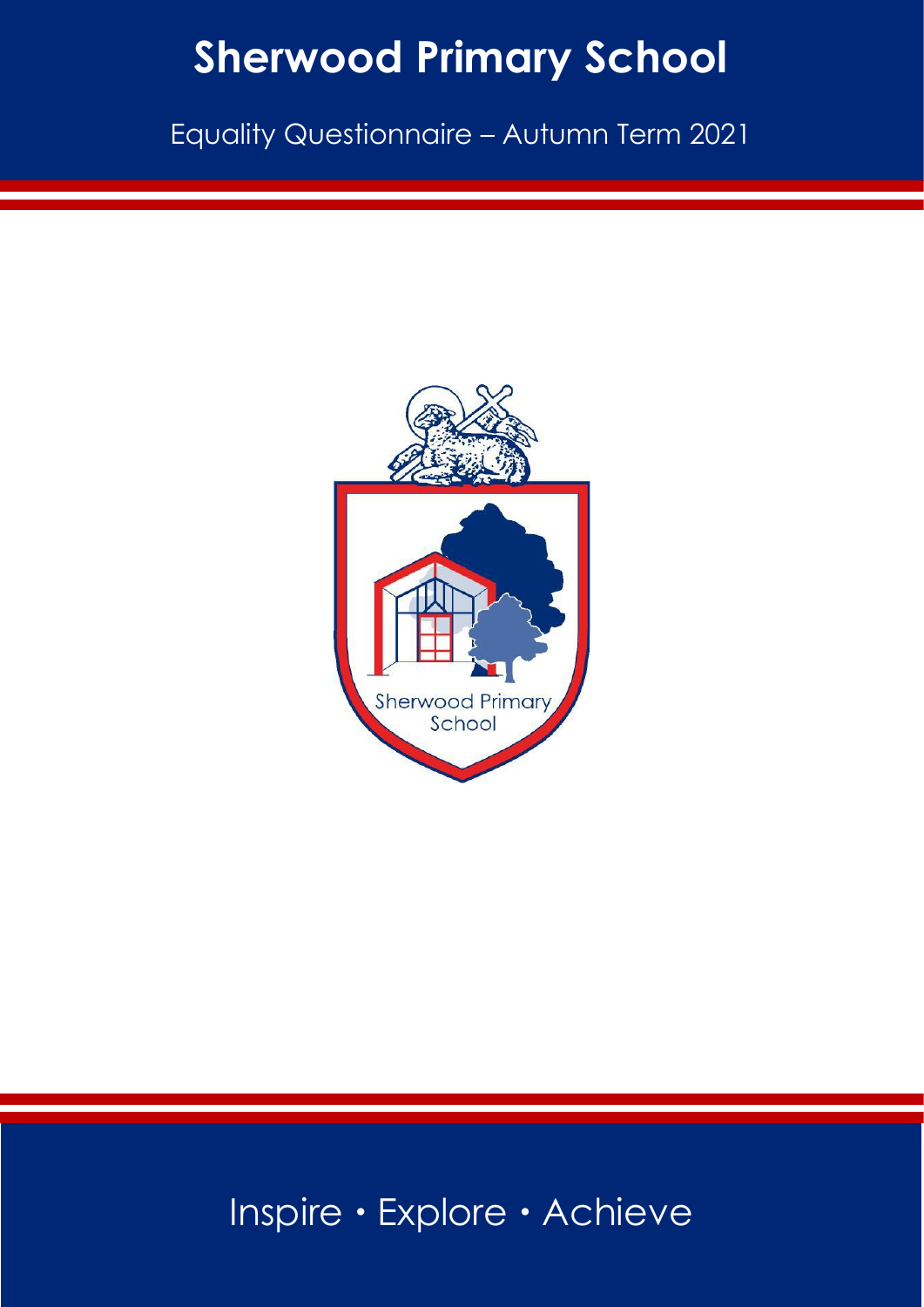# Sherwood Primary School

Equality Questionnaire – Autumn Term 2021

Sherwood Primary School

Inspire • Explore • Achieve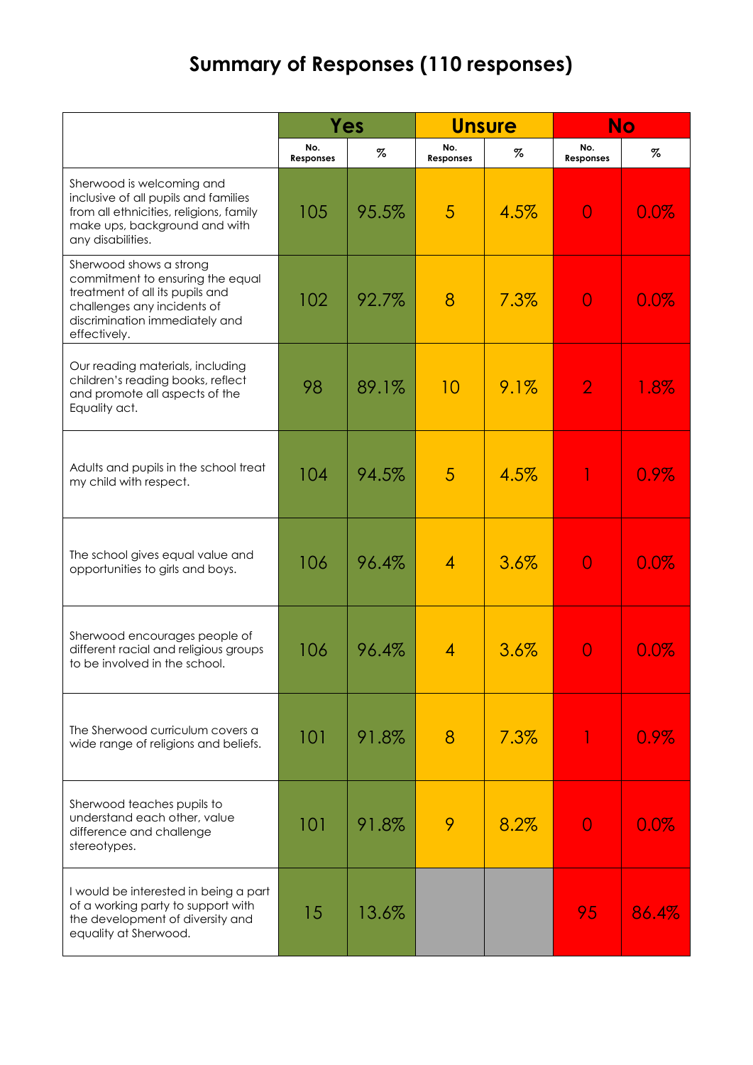# Summary of Responses (110 responses)

| | Yes | | Unsure | | No | |
|---|---|---|---|---|---|---|
| | No. Responses | % | No. Responses | % | No. Responses | % |
| Sherwood is welcoming and inclusive of all pupils and families from all ethnicities, religions, family make ups, background and with any disabilities. | 105 | 95.5% | 5 | 4.5% | 0 | 0.0% |
| Sherwood shows a strong commitment to ensuring the equal treatment of all its pupils and challenges any incidents of discrimination immediately and effectively. | 102 | 92.7% | 8 | 7.3% | 0 | 0.0% |
| Our reading materials, including children's reading books, reflect and promote all aspects of the Equality act. | 98 | 89.1% | 10 | 9.1% | 2 | 1.8% |
| Adults and pupils in the school treat my child with respect. | 104 | 94.5% | 5 | 4.5% | 1 | 0.9% |
| The school gives equal value and opportunities to girls and boys. | 106 | 96.4% | 4 | 3.6% | 0 | 0.0% |
| Sherwood encourages people of different racial and religious groups to be involved in the school. | 106 | 96.4% | 4 | 3.6% | 0 | 0.0% |
| The Sherwood curriculum covers a wide range of religions and beliefs. | 101 | 91.8% | 8 | 7.3% | 1 | 0.9% |
| Sherwood teaches pupils to understand each other, value difference and challenge stereotypes. | 101 | 91.8% | 9 | 8.2% | 0 | 0.0% |
| I would be interested in being a part of a working party to support with the development of diversity and equality at Sherwood. | 15 | 13.6% | | | 95 | 86.4% |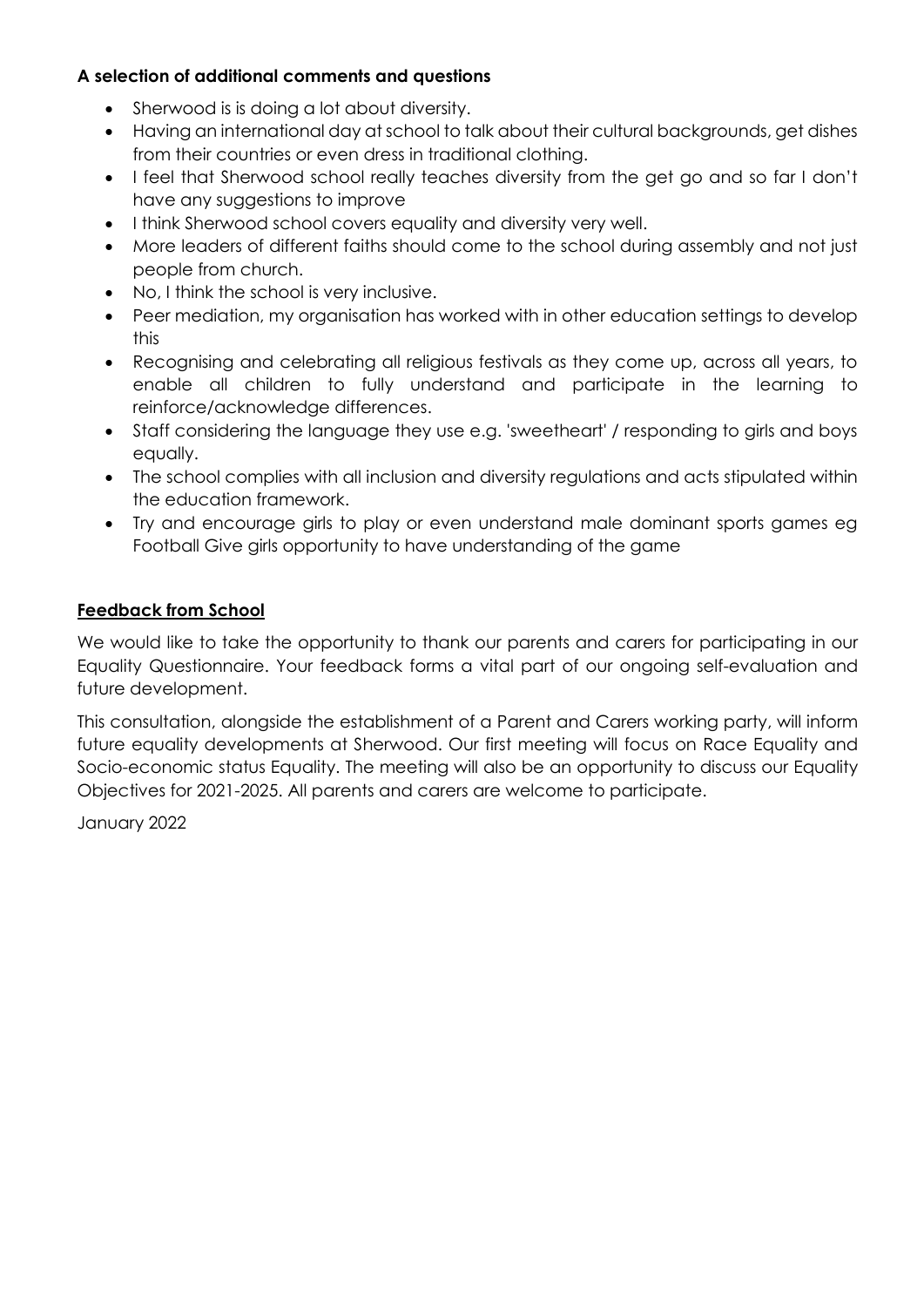**A selection of additional comments and questions**

- Sherwood is is doing a lot about diversity.
- Having an international day at school to talk about their cultural backgrounds, get dishes from their countries or even dress in traditional clothing.
- I feel that Sherwood school really teaches diversity from the get go and so far I don't have any suggestions to improve
- I think Sherwood school covers equality and diversity very well.
- More leaders of different faiths should come to the school during assembly and not just people from church.
- No, I think the school is very inclusive.
- Peer mediation, my organisation has worked with in other education settings to develop this
- Recognising and celebrating all religious festivals as they come up, across all years, to enable all children to fully understand and participate in the learning to reinforce/acknowledge differences.
- Staff considering the language they use e.g. 'sweetheart' / responding to girls and boys equally.
- The school complies with all inclusion and diversity regulations and acts stipulated within the education framework.
- Try and encourage girls to play or even understand male dominant sports games eg Football Give girls opportunity to have understanding of the game

## Feedback from School

We would like to take the opportunity to thank our parents and carers for participating in our Equality Questionnaire. Your feedback forms a vital part of our ongoing self-evaluation and future development.

This consultation, alongside the establishment of a Parent and Carers working party, will inform future equality developments at Sherwood. Our first meeting will focus on Race Equality and Socio-economic status Equality. The meeting will also be an opportunity to discuss our Equality Objectives for 2021-2025. All parents and carers are welcome to participate.

January 2022